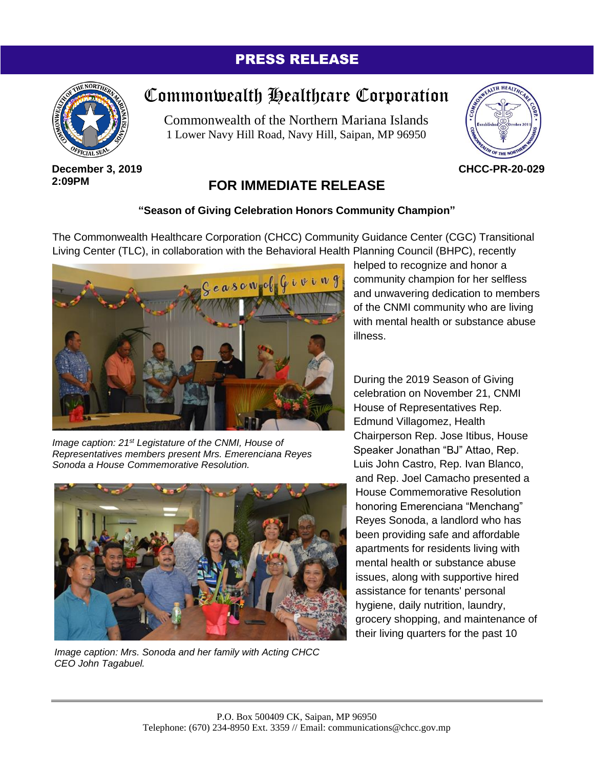**PRESS RELEASE**

# Commonwealth Healthcare Corporation

Commonwealth of the Northern Mariana Islands
1 Lower Navy Hill Road, Navy Hill, Saipan, MP 96950

**December 3, 2019**
**2:09PM**

**CHCC-PR-20-029**

## FOR IMMEDIATE RELEASE

**"Season of Giving Celebration Honors Community Champion"**

The Commonwealth Healthcare Corporation (CHCC) Community Guidance Center (CGC) Transitional Living Center (TLC), in collaboration with the Behavioral Health Planning Council (BHPC), recently helped to recognize and honor a community champion for her selfless and unwavering dedication to members of the CNMI community who are living with mental health or substance abuse illness.

*Image caption: 21st Legistature of the CNMI, House of Representatives members present Mrs. Emerenciana Reyes Sonoda a House Commemorative Resolution.*

*Image caption: Mrs. Sonoda and her family with Acting CHCC CEO John Tagabuel.*

During the 2019 Season of Giving celebration on November 21, CNMI House of Representatives Rep. Edmund Villagomez, Health Chairperson Rep. Jose Itibus, House Speaker Jonathan "BJ" Attao, Rep. Luis John Castro, Rep. Ivan Blanco, and Rep. Joel Camacho presented a House Commemorative Resolution honoring Emerenciana "Menchang" Reyes Sonoda, a landlord who has been providing safe and affordable apartments for residents living with mental health or substance abuse issues, along with supportive hired assistance for tenants' personal hygiene, daily nutrition, laundry, grocery shopping, and maintenance of their living quarters for the past 10

P.O. Box 500409 CK, Saipan, MP 96950
Telephone: (670) 234-8950 Ext. 3359 // Email: communications@chcc.gov.mp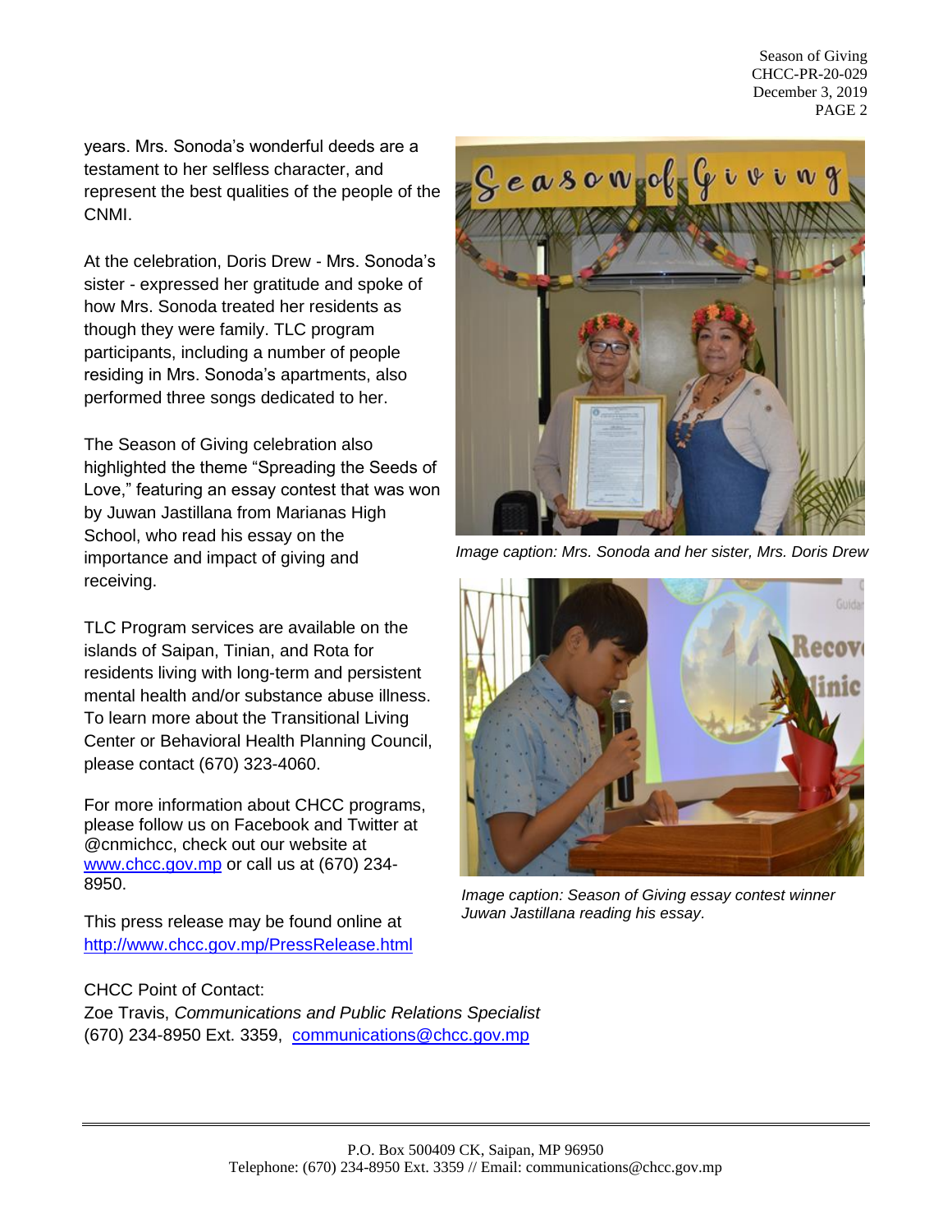years. Mrs. Sonoda's wonderful deeds are a testament to her selfless character, and represent the best qualities of the people of the CNMI.

At the celebration, Doris Drew - Mrs. Sonoda's sister - expressed her gratitude and spoke of how Mrs. Sonoda treated her residents as though they were family. TLC program participants, including a number of people residing in Mrs. Sonoda's apartments, also performed three songs dedicated to her.

The Season of Giving celebration also highlighted the theme "Spreading the Seeds of Love," featuring an essay contest that was won by Juwan Jastillana from Marianas High School, who read his essay on the importance and impact of giving and receiving.

TLC Program services are available on the islands of Saipan, Tinian, and Rota for residents living with long-term and persistent mental health and/or substance abuse illness. To learn more about the Transitional Living Center or Behavioral Health Planning Council, please contact (670) 323-4060.

For more information about CHCC programs, please follow us on Facebook and Twitter at @cnmichcc, check out our website at [www.chcc.gov.mp](http://www.chcc.gov.mp) or call us at (670) 234-8950.

This press release may be found online at [http://www.chcc.gov.mp/PressRelease.html](http://www.chcc.gov.mp/PressRelease.html)

*Image caption: Mrs. Sonoda and her sister, Mrs. Doris Drew*

*Image caption: Season of Giving essay contest winner Juwan Jastillana reading his essay.*

CHCC Point of Contact:
Zoe Travis, *Communications and Public Relations Specialist*
(670) 234-8950 Ext. 3359, [communications@chcc.gov.mp](mailto:communications@chcc.gov.mp)